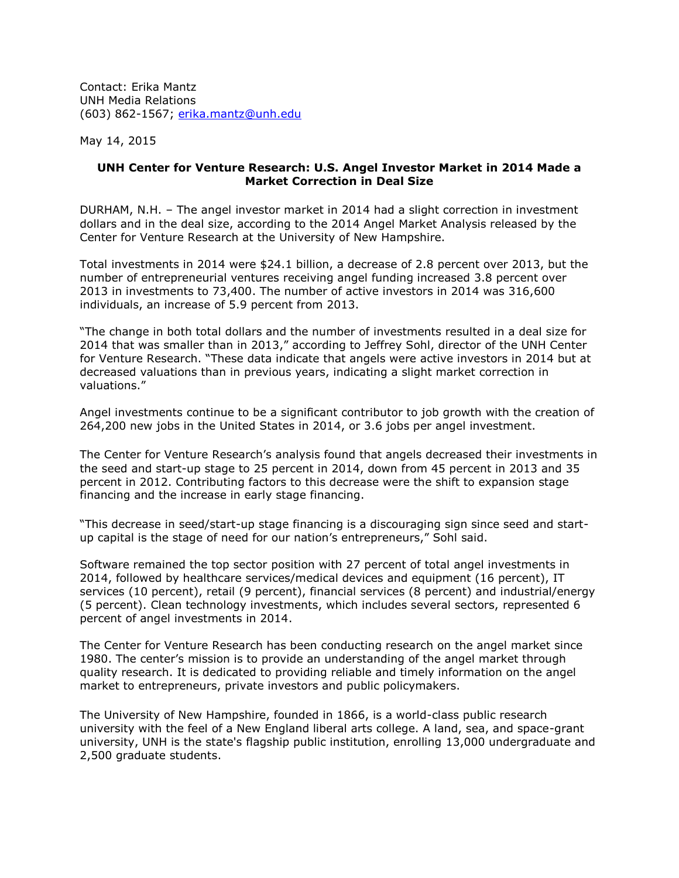Contact: Erika Mantz
UNH Media Relations
(603) 862-1567; erika.mantz@unh.edu

May 14, 2015

**UNH Center for Venture Research: U.S. Angel Investor Market in 2014 Made a Market Correction in Deal Size**

DURHAM, N.H. – The angel investor market in 2014 had a slight correction in investment dollars and in the deal size, according to the 2014 Angel Market Analysis released by the Center for Venture Research at the University of New Hampshire.

Total investments in 2014 were $24.1 billion, a decrease of 2.8 percent over 2013, but the number of entrepreneurial ventures receiving angel funding increased 3.8 percent over 2013 in investments to 73,400. The number of active investors in 2014 was 316,600 individuals, an increase of 5.9 percent from 2013.

"The change in both total dollars and the number of investments resulted in a deal size for 2014 that was smaller than in 2013," according to Jeffrey Sohl, director of the UNH Center for Venture Research. "These data indicate that angels were active investors in 2014 but at decreased valuations than in previous years, indicating a slight market correction in valuations."

Angel investments continue to be a significant contributor to job growth with the creation of 264,200 new jobs in the United States in 2014, or 3.6 jobs per angel investment.

The Center for Venture Research's analysis found that angels decreased their investments in the seed and start-up stage to 25 percent in 2014, down from 45 percent in 2013 and 35 percent in 2012. Contributing factors to this decrease were the shift to expansion stage financing and the increase in early stage financing.

"This decrease in seed/start-up stage financing is a discouraging sign since seed and start-up capital is the stage of need for our nation's entrepreneurs," Sohl said.

Software remained the top sector position with 27 percent of total angel investments in 2014, followed by healthcare services/medical devices and equipment (16 percent), IT services (10 percent), retail (9 percent), financial services (8 percent) and industrial/energy (5 percent). Clean technology investments, which includes several sectors, represented 6 percent of angel investments in 2014.

The Center for Venture Research has been conducting research on the angel market since 1980. The center's mission is to provide an understanding of the angel market through quality research. It is dedicated to providing reliable and timely information on the angel market to entrepreneurs, private investors and public policymakers.

The University of New Hampshire, founded in 1866, is a world-class public research university with the feel of a New England liberal arts college. A land, sea, and space-grant university, UNH is the state's flagship public institution, enrolling 13,000 undergraduate and 2,500 graduate students.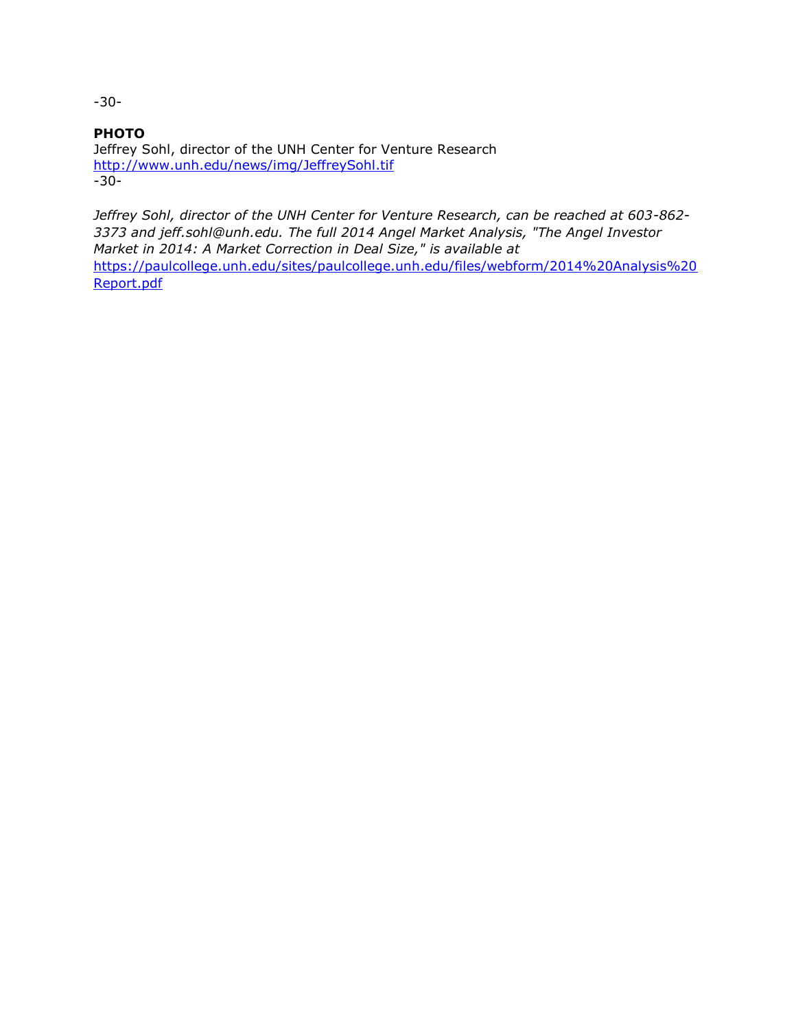-30-

**PHOTO**
Jeffrey Sohl, director of the UNH Center for Venture Research
http://www.unh.edu/news/img/JeffreySohl.tif
-30-

*Jeffrey Sohl, director of the UNH Center for Venture Research, can be reached at 603-862-3373 and jeff.sohl@unh.edu. The full 2014 Angel Market Analysis, "The Angel Investor Market in 2014: A Market Correction in Deal Size," is available at* https://paulcollege.unh.edu/sites/paulcollege.unh.edu/files/webform/2014%20Analysis%20Report.pdf